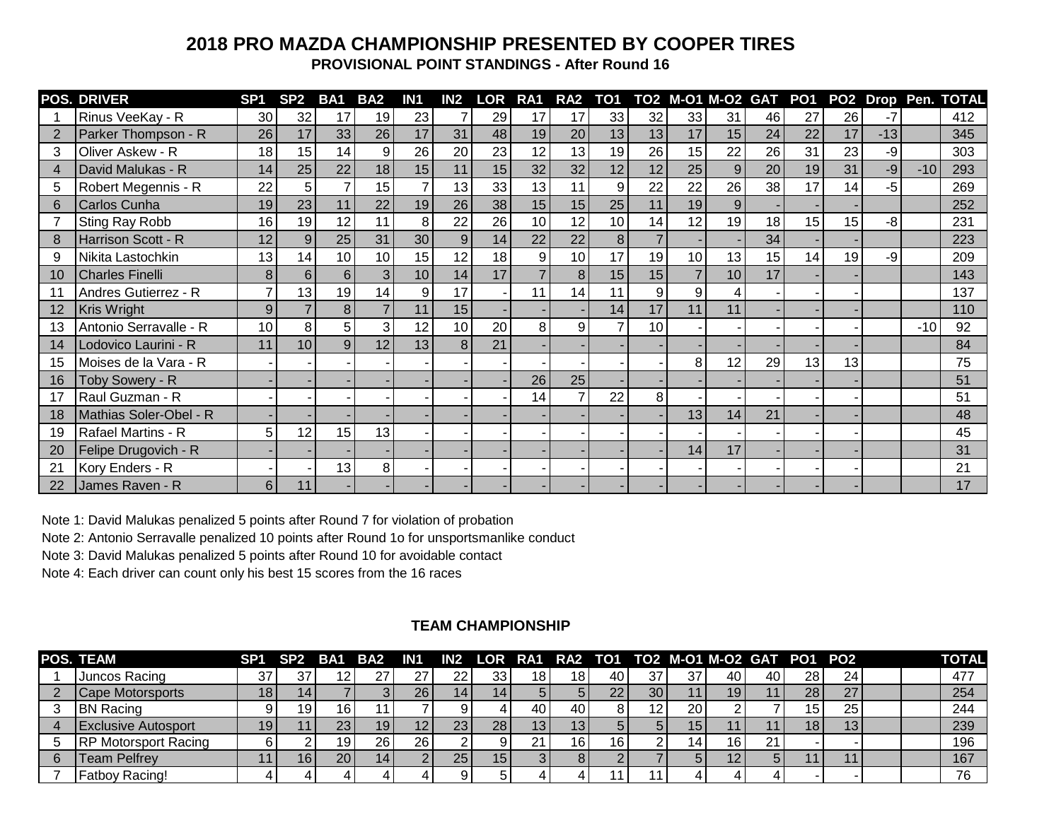# 2018 PRO MAZDA CHAMPIONSHIP PRESENTED BY COOPER TIRES

## PROVISIONAL POINT STANDINGS - After Round 16

| POS. | DRIVER | SP1 | SP2 | BA1 | BA2 | IN1 | IN2 | LOR | RA1 | RA2 | TO1 | TO2 | M-O1 | M-O2 | GAT | PO1 | PO2 | Drop | Pen. | TOTAL |
|---|---|---|---|---|---|---|---|---|---|---|---|---|---|---|---|---|---|---|---|---|
| 1 | Rinus VeeKay - R | 30 | 32 | 17 | 19 | 23 | 7 | 29 | 17 | 17 | 33 | 32 | 33 | 31 | 46 | 27 | 26 | -7 | | 412 |
| 2 | Parker Thompson - R | 26 | 17 | 33 | 26 | 17 | 31 | 48 | 19 | 20 | 13 | 13 | 17 | 15 | 24 | 22 | 17 | -13 | | 345 |
| 3 | Oliver Askew - R | 18 | 15 | 14 | 9 | 26 | 20 | 23 | 12 | 13 | 19 | 26 | 15 | 22 | 26 | 31 | 23 | -9 | | 303 |
| 4 | David Malukas - R | 14 | 25 | 22 | 18 | 15 | 11 | 15 | 32 | 32 | 12 | 12 | 25 | 9 | 20 | 19 | 31 | -9 | -10 | 293 |
| 5 | Robert Megennis - R | 22 | 5 | 7 | 15 | 7 | 13 | 33 | 13 | 11 | 9 | 22 | 22 | 26 | 38 | 17 | 14 | -5 | | 269 |
| 6 | Carlos Cunha | 19 | 23 | 11 | 22 | 19 | 26 | 38 | 15 | 15 | 25 | 11 | 19 | 9 | - | - | - | | | 252 |
| 7 | Sting Ray Robb | 16 | 19 | 12 | 11 | 8 | 22 | 26 | 10 | 12 | 10 | 14 | 12 | 19 | 18 | 15 | 15 | -8 | | 231 |
| 8 | Harrison Scott - R | 12 | 9 | 25 | 31 | 30 | 9 | 14 | 22 | 22 | 8 | 7 | - | - | 34 | - | - | | | 223 |
| 9 | Nikita Lastochkin | 13 | 14 | 10 | 10 | 15 | 12 | 18 | 9 | 10 | 17 | 19 | 10 | 13 | 15 | 14 | 19 | -9 | | 209 |
| 10 | Charles Finelli | 8 | 6 | 6 | 3 | 10 | 14 | 17 | 7 | 8 | 15 | 15 | 7 | 10 | 17 | - | - | | | 143 |
| 11 | Andres Gutierrez - R | 7 | 13 | 19 | 14 | 9 | 17 | - | 11 | 14 | 11 | 9 | 9 | 4 | - | - | - | | | 137 |
| 12 | Kris Wright | 9 | 7 | 8 | 7 | 11 | 15 | - | - | - | 14 | 17 | 11 | 11 | - | - | - | | | 110 |
| 13 | Antonio Serravalle - R | 10 | 8 | 5 | 3 | 12 | 10 | 20 | 8 | 9 | 7 | 10 | - | - | - | - | - | | -10 | 92 |
| 14 | Lodovico Laurini - R | 11 | 10 | 9 | 12 | 13 | 8 | 21 | - | - | - | - | - | - | - | - | - | | | 84 |
| 15 | Moises de la Vara - R | - | - | - | - | - | - | - | - | - | - | - | 8 | 12 | 29 | 13 | 13 | | | 75 |
| 16 | Toby Sowery - R | - | - | - | - | - | - | - | 26 | 25 | - | - | - | - | - | - | - | | | 51 |
| 17 | Raul Guzman - R | - | - | - | - | - | - | - | 14 | 7 | 22 | 8 | - | - | - | - | - | | | 51 |
| 18 | Mathias Soler-Obel - R | - | - | - | - | - | - | - | - | - | - | - | 13 | 14 | 21 | - | - | | | 48 |
| 19 | Rafael Martins - R | 5 | 12 | 15 | 13 | - | - | - | - | - | - | - | - | - | - | - | - | | | 45 |
| 20 | Felipe Drugovich - R | - | - | - | - | - | - | - | - | - | - | - | 14 | 17 | - | - | - | | | 31 |
| 21 | Kory Enders - R | - | - | 13 | 8 | - | - | - | - | - | - | - | - | - | - | - | - | | | 21 |
| 22 | James Raven - R | 6 | 11 | - | - | - | - | - | - | - | - | - | - | - | - | - | - | | | 17 |

Note 1: David Malukas penalized 5 points after Round 7 for violation of probation

Note 2: Antonio Serravalle penalized 10 points after Round 1o for unsportsmanlike conduct

Note 3: David Malukas penalized 5 points after Round 10 for avoidable contact

Note 4: Each driver can count only his best 15 scores from the 16 races

## TEAM CHAMPIONSHIP

| POS. | TEAM | SP1 | SP2 | BA1 | BA2 | IN1 | IN2 | LOR | RA1 | RA2 | TO1 | TO2 | M-O1 | M-O2 | GAT | PO1 | PO2 | | | TOTAL |
|---|---|---|---|---|---|---|---|---|---|---|---|---|---|---|---|---|---|---|---|---|
| 1 | Juncos Racing | 37 | 37 | 12 | 27 | 27 | 22 | 33 | 18 | 18 | 40 | 37 | 37 | 40 | 40 | 28 | 24 | | | 477 |
| 2 | Cape Motorsports | 18 | 14 | 7 | 3 | 26 | 14 | 14 | 5 | 5 | 22 | 30 | 11 | 19 | 11 | 28 | 27 | | | 254 |
| 3 | BN Racing | 9 | 19 | 16 | 11 | 7 | 9 | 4 | 40 | 40 | 8 | 12 | 20 | 2 | 7 | 15 | 25 | | | 244 |
| 4 | Exclusive Autosport | 19 | 11 | 23 | 19 | 12 | 23 | 28 | 13 | 13 | 5 | 5 | 15 | 11 | 11 | 18 | 13 | | | 239 |
| 5 | RP Motorsport Racing | 6 | 2 | 19 | 26 | 26 | 2 | 9 | 21 | 16 | 16 | 2 | 14 | 16 | 21 | - | - | | | 196 |
| 6 | Team Pelfrey | 11 | 16 | 20 | 14 | 2 | 25 | 15 | 3 | 8 | 2 | 7 | 5 | 12 | 5 | 11 | 11 | | | 167 |
| 7 | Fatboy Racing! | 4 | 4 | 4 | 4 | 4 | 9 | 5 | 4 | 4 | 11 | 11 | 4 | 4 | 4 | - | - | | | 76 |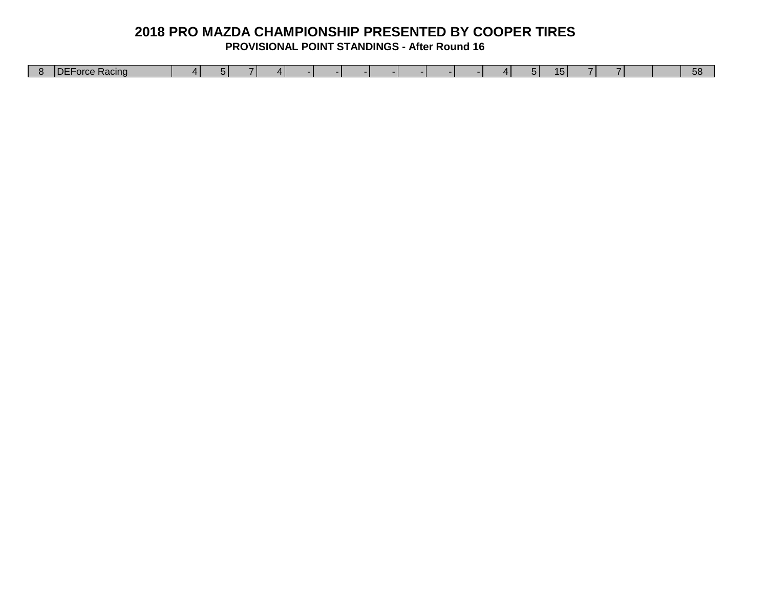# 2018 PRO MAZDA CHAMPIONSHIP PRESENTED BY COOPER TIRES

**PROVISIONAL POINT STANDINGS - After Round 16**

| | | | | | | | | | | | | | | | | | | | | |
|---|---|---|---|---|---|---|---|---|---|---|---|---|---|---|---|---|---|---|---|---|
| 8 | DEForce Racing | 4 | 5 | 7 | 4 | - | - | - | - | - | - | - | 4 | 5 | 15 | 7 | 7 | | | 58 |